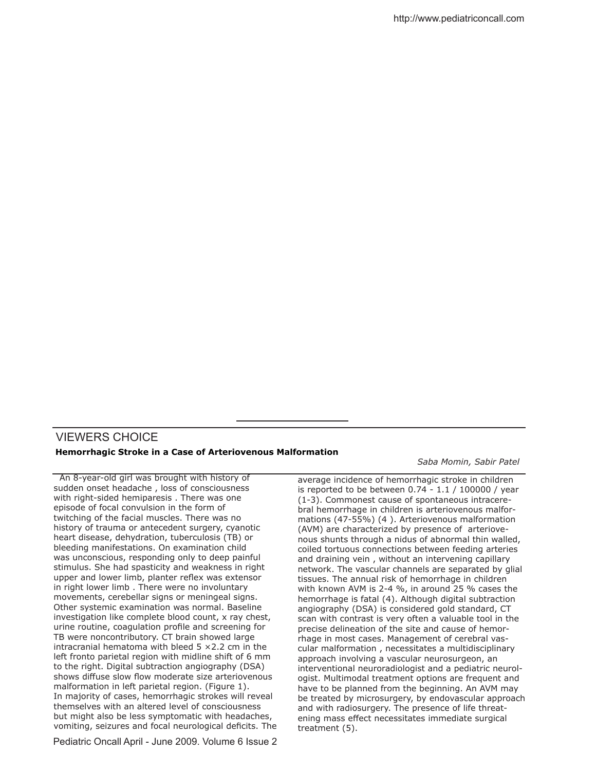## VIEWERS CHOICE

### Hemorrhagic Stroke in a Case of Arteriovenous Malformation

*Saba Momin, Sabir Patel*

An 8-year-old girl was brought with history of sudden onset headache , loss of consciousness with right-sided hemiparesis . There was one episode of focal convulsion in the form of twitching of the facial muscles. There was no history of trauma or antecedent surgery, cyanotic heart disease, dehydration, tuberculosis (TB) or bleeding manifestations. On examination child was unconscious, responding only to deep painful stimulus. She had spasticity and weakness in right upper and lower limb, planter reflex was extensor in right lower limb . There were no involuntary movements, cerebellar signs or meningeal signs. Other systemic examination was normal. Baseline investigation like complete blood count, x ray chest, urine routine, coagulation profile and screening for TB were noncontributory. CT brain showed large intracranial hematoma with bleed 5 ×2.2 cm in the left fronto parietal region with midline shift of 6 mm to the right. Digital subtraction angiography (DSA) shows diffuse slow flow moderate size arteriovenous malformation in left parietal region. (Figure 1).

In majority of cases, hemorrhagic strokes will reveal themselves with an altered level of consciousness but might also be less symptomatic with headaches, vomiting, seizures and focal neurological deficits. The average incidence of hemorrhagic stroke in children is reported to be between 0.74 - 1.1 / 100000 / year (1-3). Commonest cause of spontaneous intracerebral hemorrhage in children is arteriovenous malformations (47-55%) (4 ). Arteriovenous malformation (AVM) are characterized by presence of arteriovenous shunts through a nidus of abnormal thin walled, coiled tortuous connections between feeding arteries and draining vein , without an intervening capillary network. The vascular channels are separated by glial tissues. The annual risk of hemorrhage in children with known AVM is 2-4 %, in around 25 % cases the hemorrhage is fatal (4). Although digital subtraction angiography (DSA) is considered gold standard, CT scan with contrast is very often a valuable tool in the precise delineation of the site and cause of hemorrhage in most cases. Management of cerebral vascular malformation , necessitates a multidisciplinary approach involving a vascular neurosurgeon, an interventional neuroradiologist and a pediatric neurologist. Multimodal treatment options are frequent and have to be planned from the beginning. An AVM may be treated by microsurgery, by endovascular approach and with radiosurgery. The presence of life threatening mass effect necessitates immediate surgical treatment (5).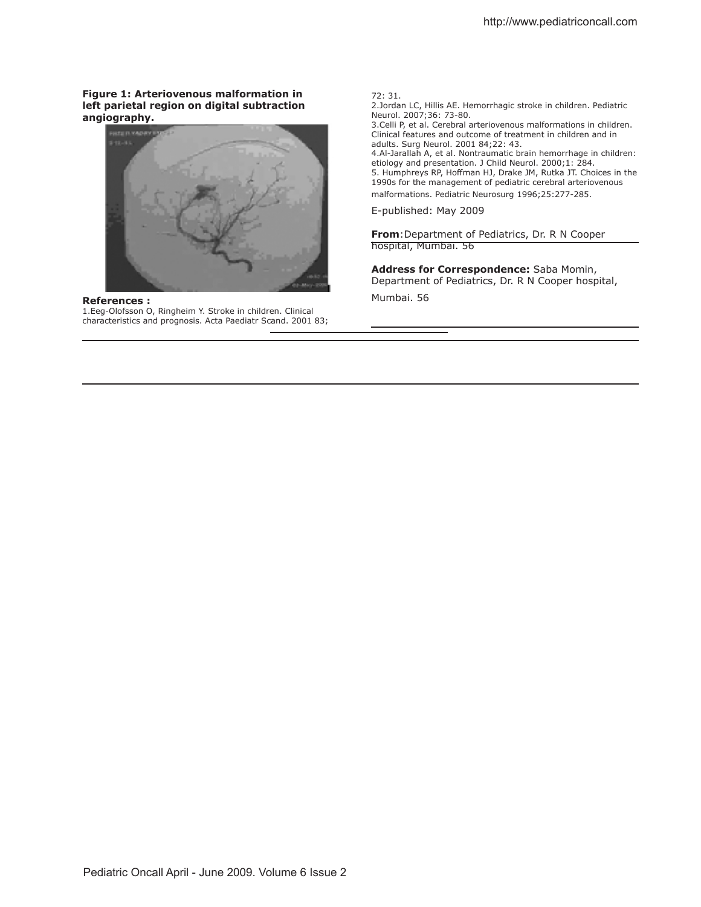**Figure 1: Arteriovenous malformation in left parietal region on digital subtraction angiography.**

**References :**

1.Eeg-Olofsson O, Ringheim Y. Stroke in children. Clinical characteristics and prognosis. Acta Paediatr Scand. 2001 83; 72: 31.

2.Jordan LC, Hillis AE. Hemorrhagic stroke in children. Pediatric Neurol. 2007;36: 73-80.

3.Celli P, et al. Cerebral arteriovenous malformations in children. Clinical features and outcome of treatment in children and in adults. Surg Neurol. 2001 84;22: 43.

4.Al-Jarallah A, et al. Nontraumatic brain hemorrhage in children: etiology and presentation. J Child Neurol. 2000;1: 284.

5. Humphreys RP, Hoffman HJ, Drake JM, Rutka JT. Choices in the 1990s for the management of pediatric cerebral arteriovenous malformations. Pediatric Neurosurg 1996;25:277-285.

E-published: May 2009

**From**:Department of Pediatrics, Dr. R N Cooper hospital, Mumbai. 56

**Address for Correspondence:** Saba Momin, Department of Pediatrics, Dr. R N Cooper hospital, Mumbai. 56